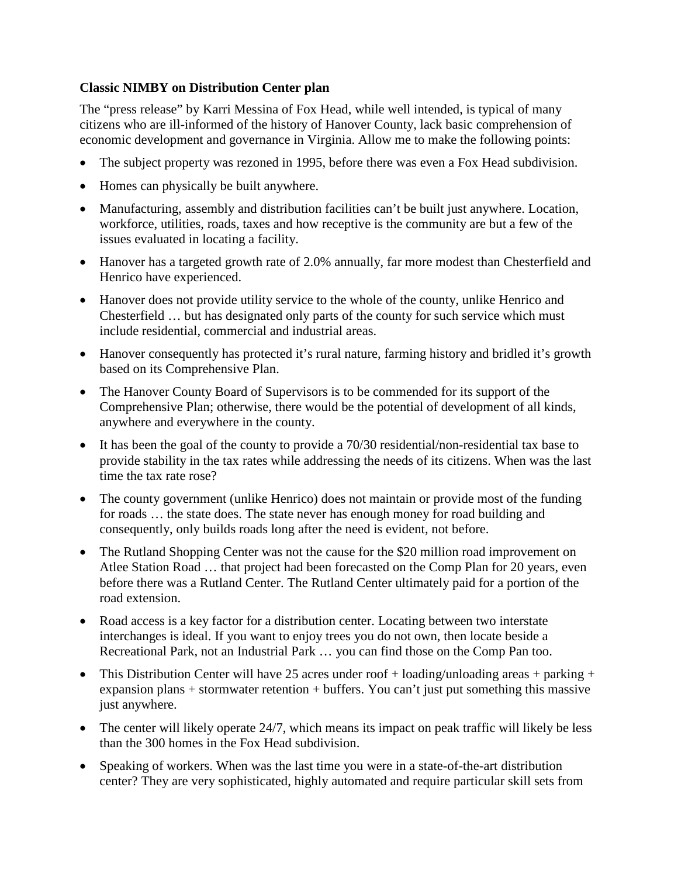**Classic NIMBY on Distribution Center plan**

The "press release" by Karri Messina of Fox Head, while well intended, is typical of many citizens who are ill-informed of the history of Hanover County, lack basic comprehension of economic development and governance in Virginia. Allow me to make the following points:

- The subject property was rezoned in 1995, before there was even a Fox Head subdivision.
- Homes can physically be built anywhere.
- Manufacturing, assembly and distribution facilities can't be built just anywhere. Location, workforce, utilities, roads, taxes and how receptive is the community are but a few of the issues evaluated in locating a facility.
- Hanover has a targeted growth rate of 2.0% annually, far more modest than Chesterfield and Henrico have experienced.
- Hanover does not provide utility service to the whole of the county, unlike Henrico and Chesterfield … but has designated only parts of the county for such service which must include residential, commercial and industrial areas.
- Hanover consequently has protected it's rural nature, farming history and bridled it's growth based on its Comprehensive Plan.
- The Hanover County Board of Supervisors is to be commended for its support of the Comprehensive Plan; otherwise, there would be the potential of development of all kinds, anywhere and everywhere in the county.
- It has been the goal of the county to provide a 70/30 residential/non-residential tax base to provide stability in the tax rates while addressing the needs of its citizens. When was the last time the tax rate rose?
- The county government (unlike Henrico) does not maintain or provide most of the funding for roads … the state does. The state never has enough money for road building and consequently, only builds roads long after the need is evident, not before.
- The Rutland Shopping Center was not the cause for the $20 million road improvement on Atlee Station Road … that project had been forecasted on the Comp Plan for 20 years, even before there was a Rutland Center. The Rutland Center ultimately paid for a portion of the road extension.
- Road access is a key factor for a distribution center. Locating between two interstate interchanges is ideal. If you want to enjoy trees you do not own, then locate beside a Recreational Park, not an Industrial Park … you can find those on the Comp Pan too.
- This Distribution Center will have 25 acres under roof + loading/unloading areas + parking + expansion plans + stormwater retention + buffers. You can't just put something this massive just anywhere.
- The center will likely operate 24/7, which means its impact on peak traffic will likely be less than the 300 homes in the Fox Head subdivision.
- Speaking of workers. When was the last time you were in a state-of-the-art distribution center? They are very sophisticated, highly automated and require particular skill sets from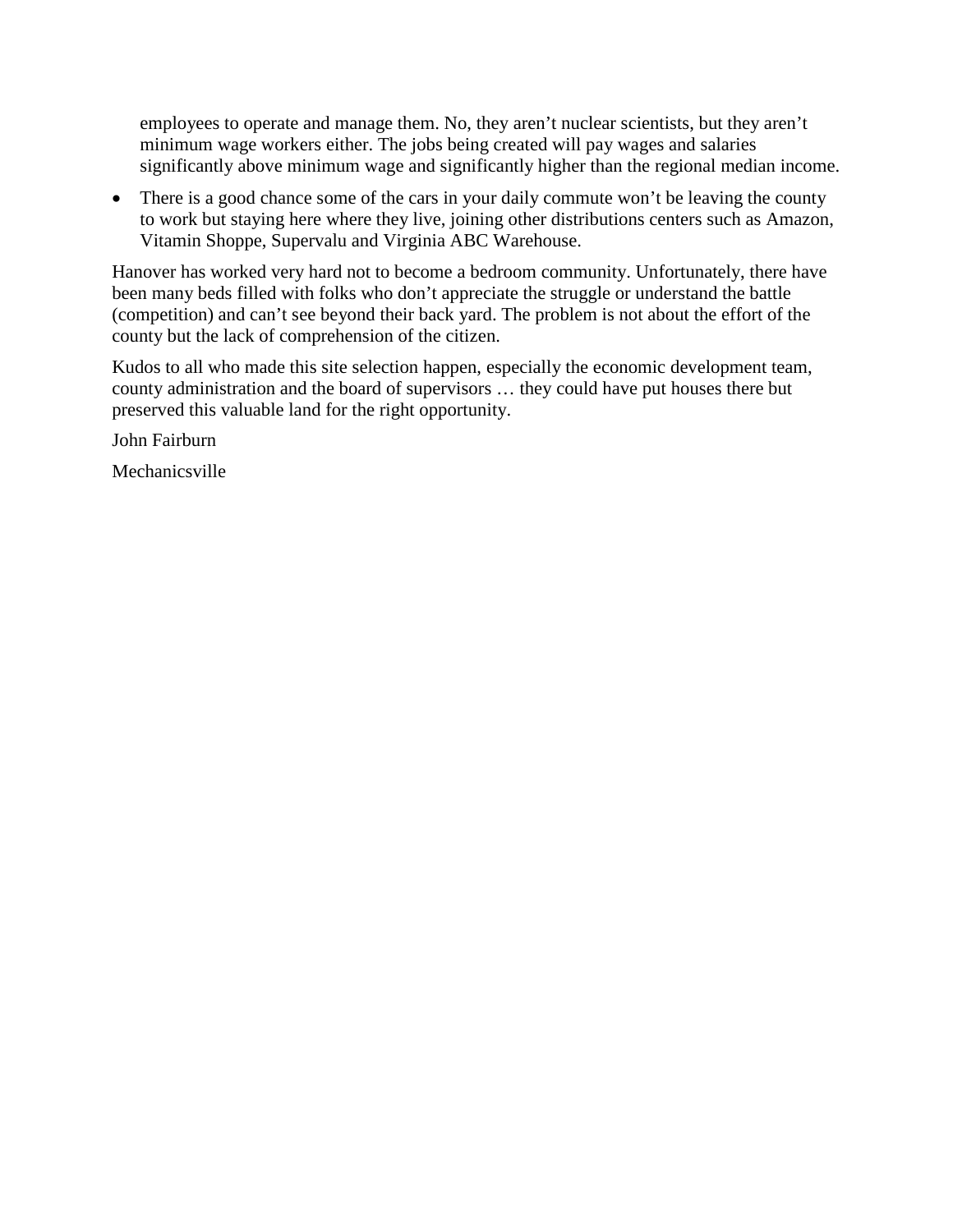employees to operate and manage them. No, they aren't nuclear scientists, but they aren't minimum wage workers either. The jobs being created will pay wages and salaries significantly above minimum wage and significantly higher than the regional median income.

- There is a good chance some of the cars in your daily commute won't be leaving the county to work but staying here where they live, joining other distributions centers such as Amazon, Vitamin Shoppe, Supervalu and Virginia ABC Warehouse.

Hanover has worked very hard not to become a bedroom community. Unfortunately, there have been many beds filled with folks who don't appreciate the struggle or understand the battle (competition) and can't see beyond their back yard. The problem is not about the effort of the county but the lack of comprehension of the citizen.

Kudos to all who made this site selection happen, especially the economic development team, county administration and the board of supervisors … they could have put houses there but preserved this valuable land for the right opportunity.

John Fairburn

Mechanicsville